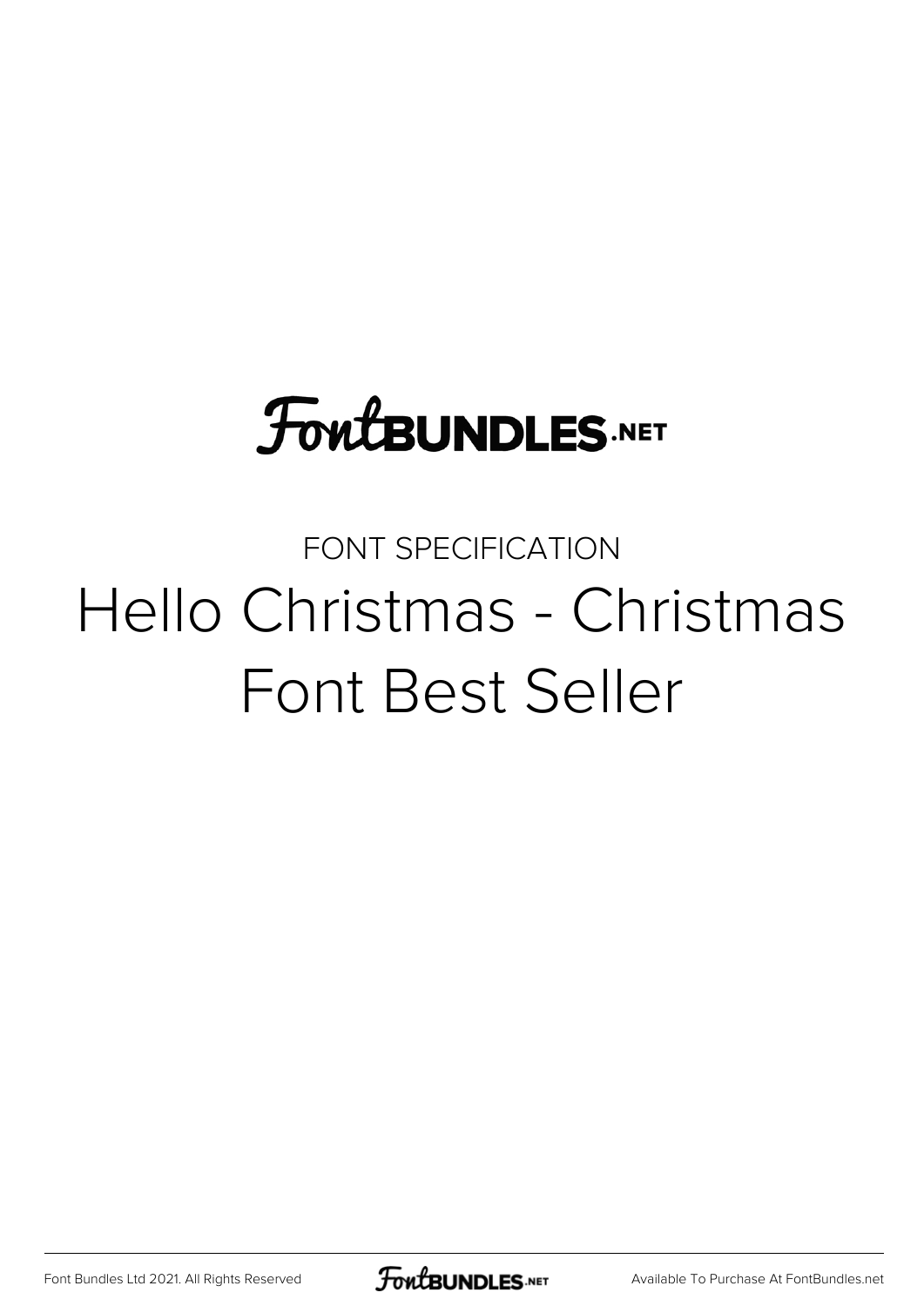FontBUNDLES.NET

FONT SPECIFICATION

# Hello Christmas - Christmas Font Best Seller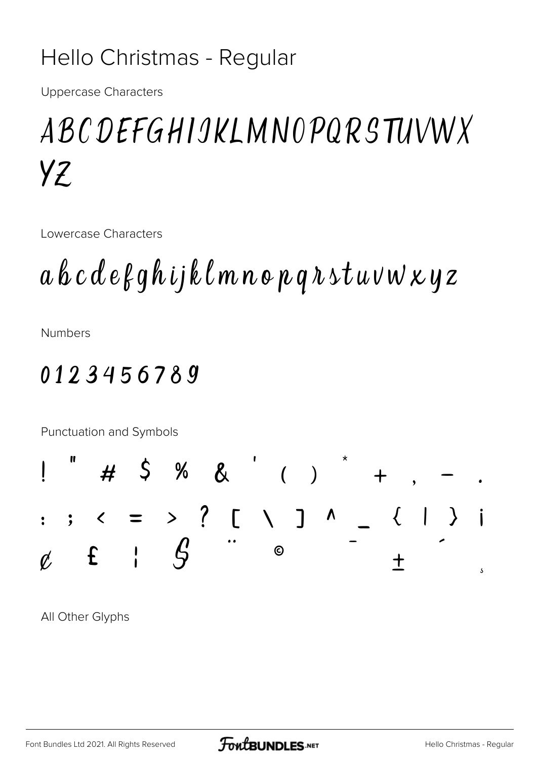# Hello Christmas - Regular

Uppercase Characters

ABCDEFGHIJKLMNOPQRSTUVWX
YZ

Lowercase Characters

abcdefghijklmnopqrstuvwxyz

Numbers

0123456789

Punctuation and Symbols

! " # $ % & ' ( ) * + , - .
: ; < = > ? [ \ ] ^ _ { | } ¡
¢ £ ¦ § ¨ © ¯ ± ´ ¸

All Other Glyphs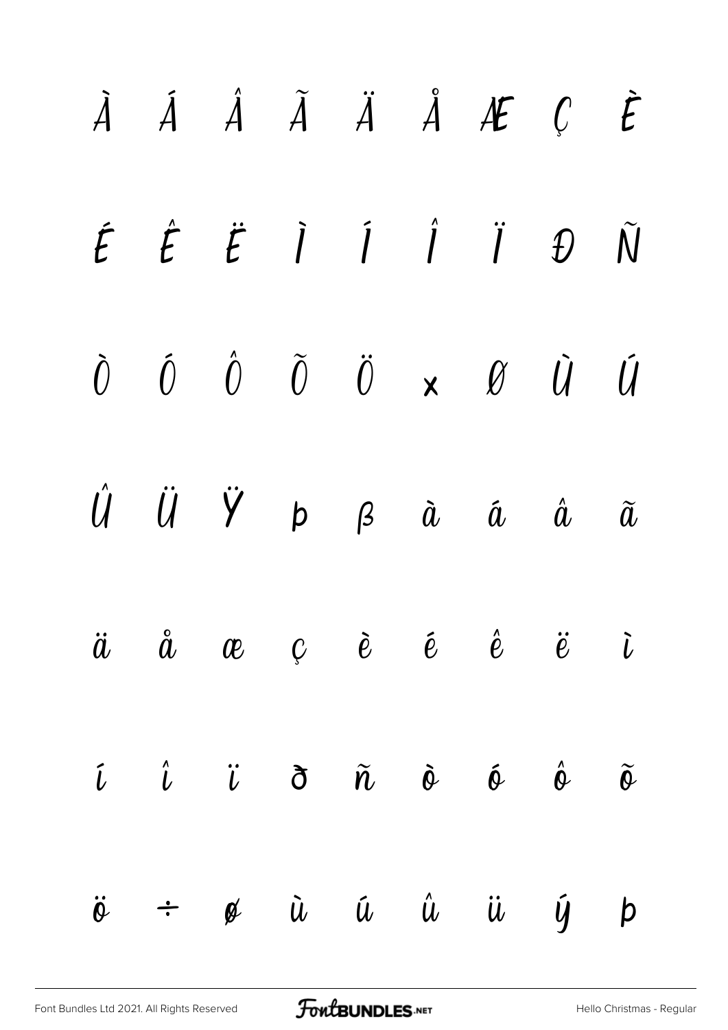À Á Â Ã Ä Å Æ Ç È

É Ê Ë Ì Í Î Ï Ð Ñ

Ò Ó Ô Õ Ö × Ø Ù Ú

Û Ü Ý Þ ß à á â ã

ä å æ ç è é ê ë ì

í î ï ð ñ ò ó ô õ

ö ÷ ø ù ú û ü ý þ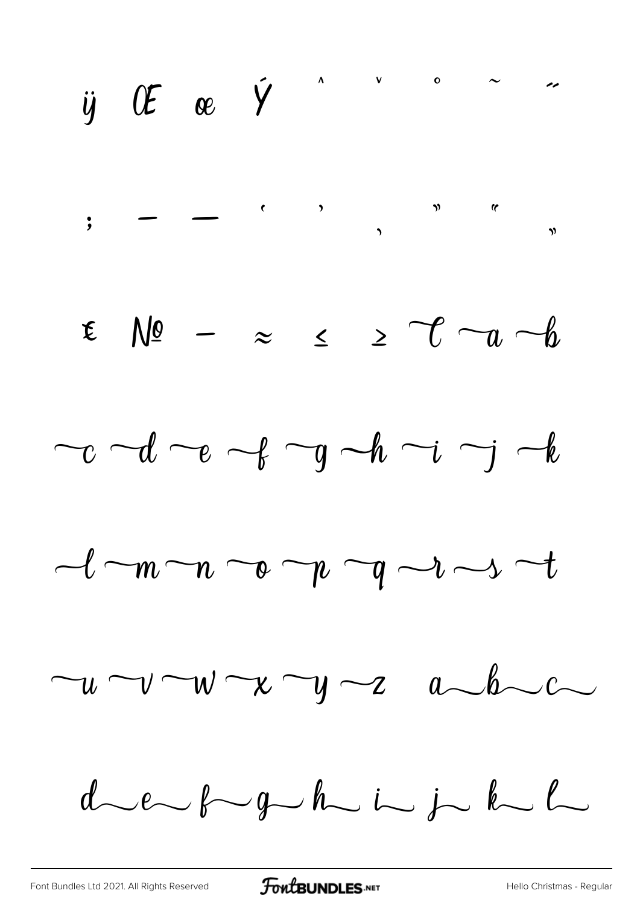ÿ Œ œ Ý ˆ ˇ ˚ ˜ ˝

; – — ' ' ‚ " " „

€ № − ≈ ≤ ≥ ~C ~a ~b

~c ~d ~e ~f ~g ~h ~i ~j ~k

~l ~m ~n ~o ~p ~q ~r ~s ~t

~u ~v ~w ~x ~y ~z a~ b~ c~

d~ e~ f~ g~ h~ i~ j~ k~ l~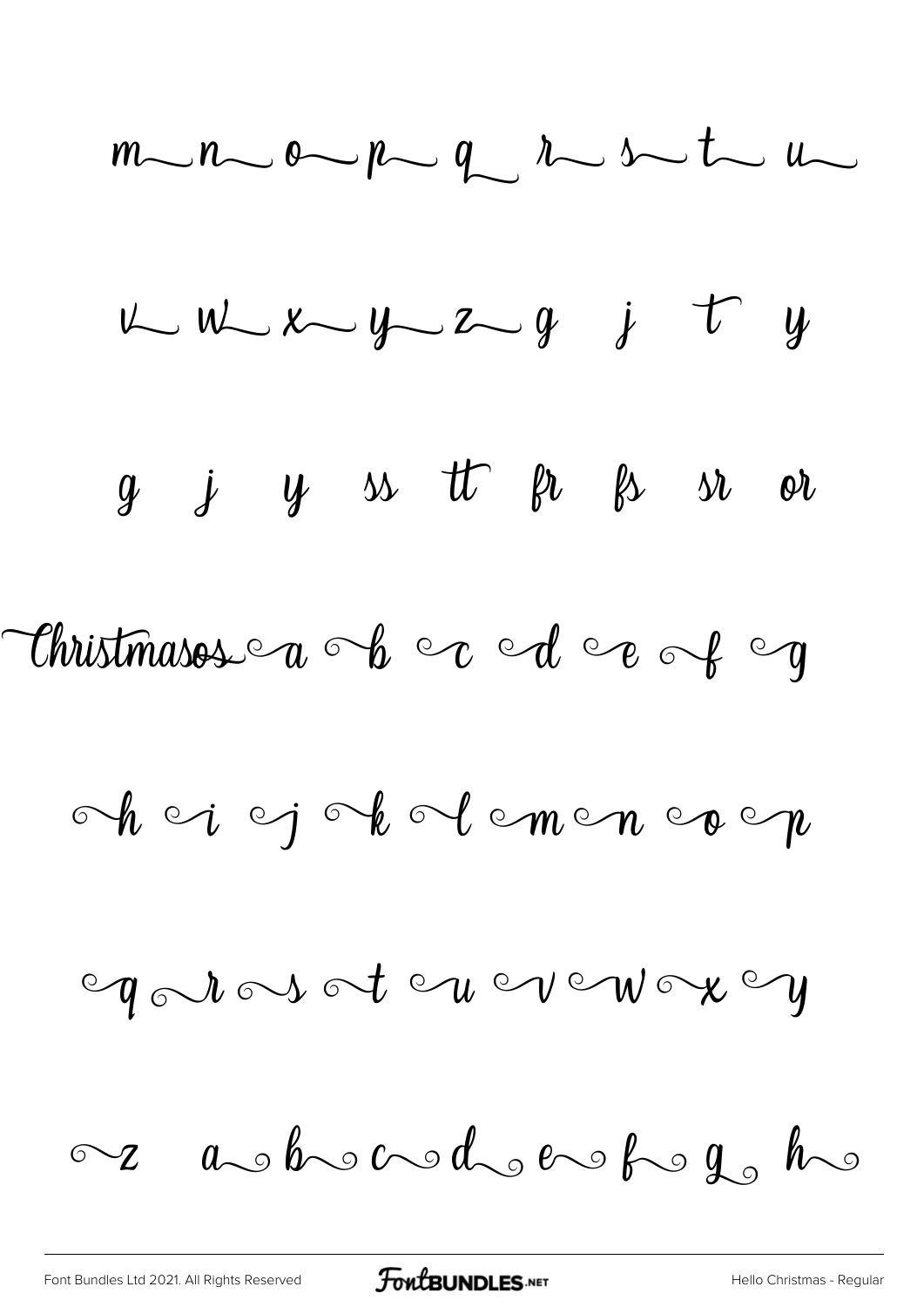m n o p q r s t u

v w x y z g j t y

g j y ss tt fr fs sr or

Christmasos a b c d e f g

h i j k l m n o p

q r s t u v w x y

z a b c d e f g h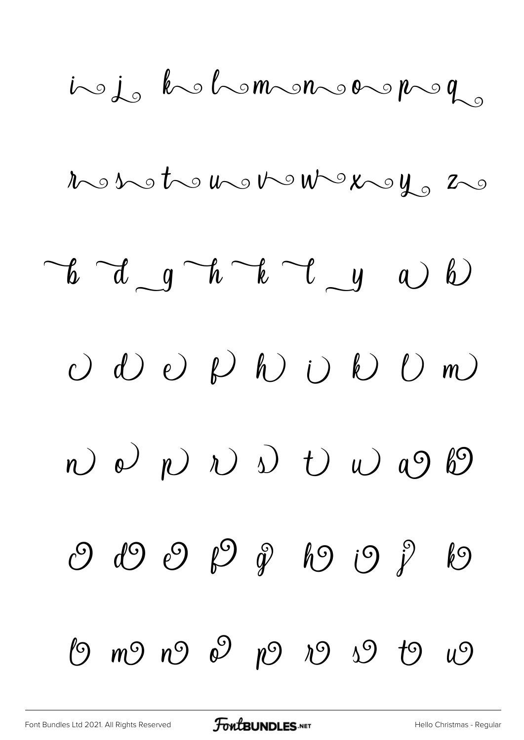i j k l m n o p q

r s t u v w x y z

b d g h k l y a b

c d e f h i k l m

n o p r s t u a b

c d e f g h i j k

l m n o p r s t u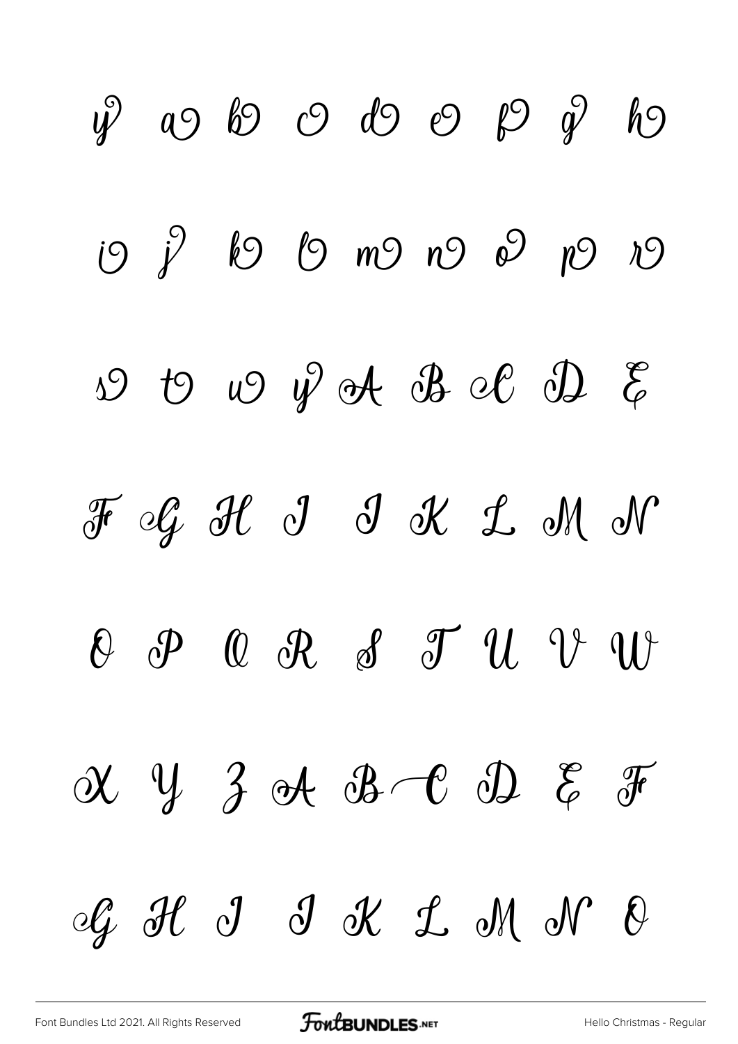y a b c d e f g h

i j k l m n o p r

s t u y A B C D E

F G H I J K L M N

O P Q R S T U V W

X Y Z A B C D E F

G H I J K L M N O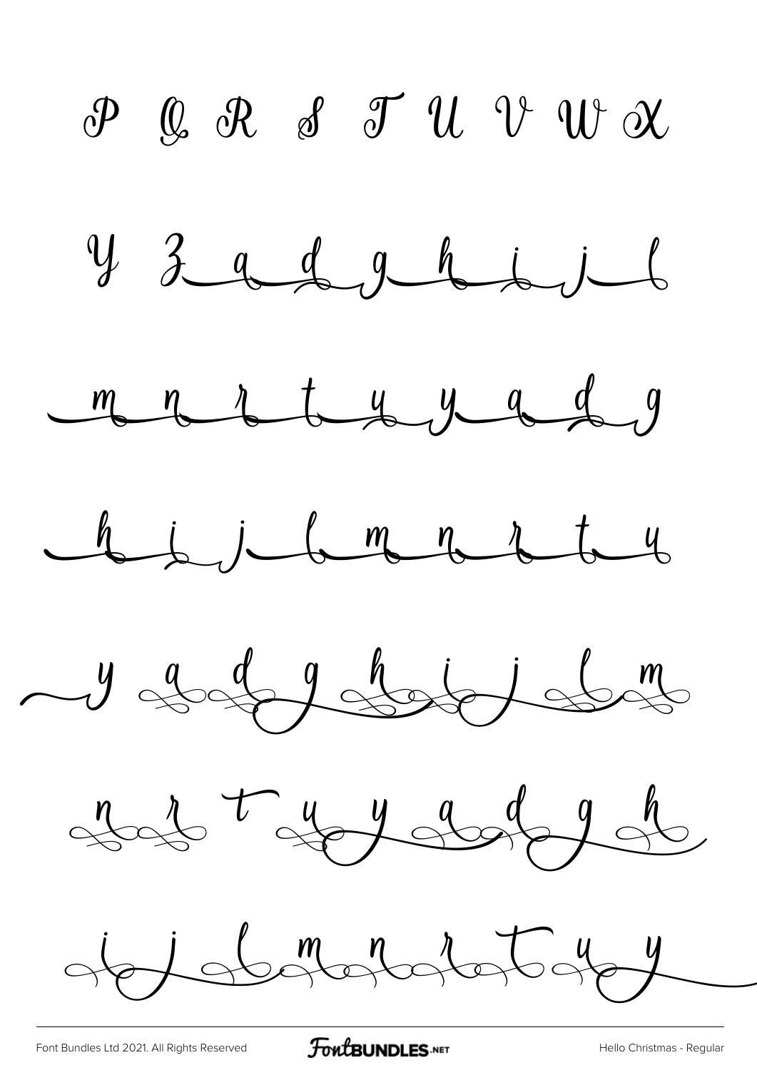P Q R S T U V W X

Y Z a d g h i j l

m n r t u y a d g

h i j l m n r t u

y a d g h i j l m

n r t u y a d g h

i j l m n r t u y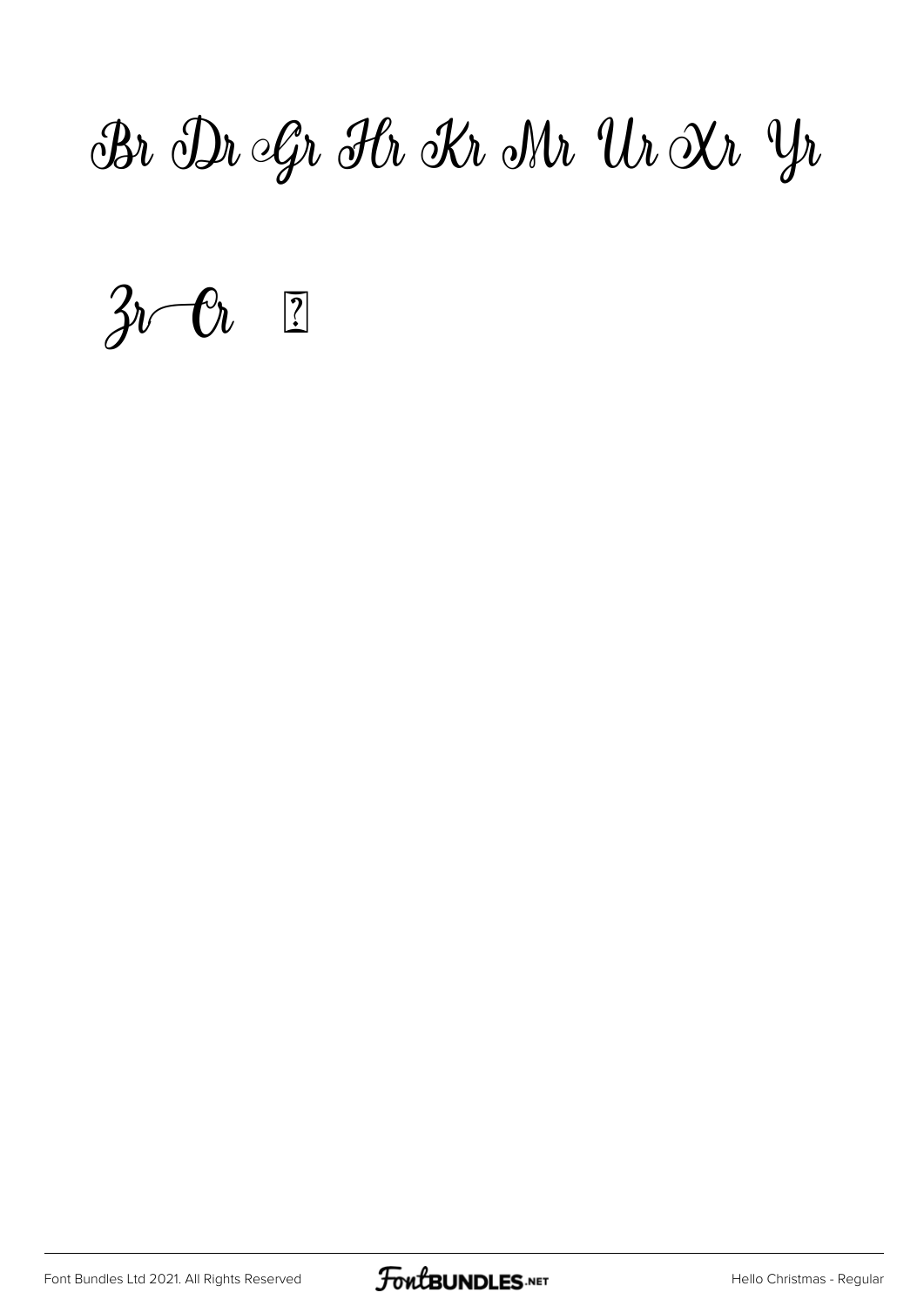Br Dr Gr Hr Kr Mr Ur Xr Yr

Zr Cr ▯